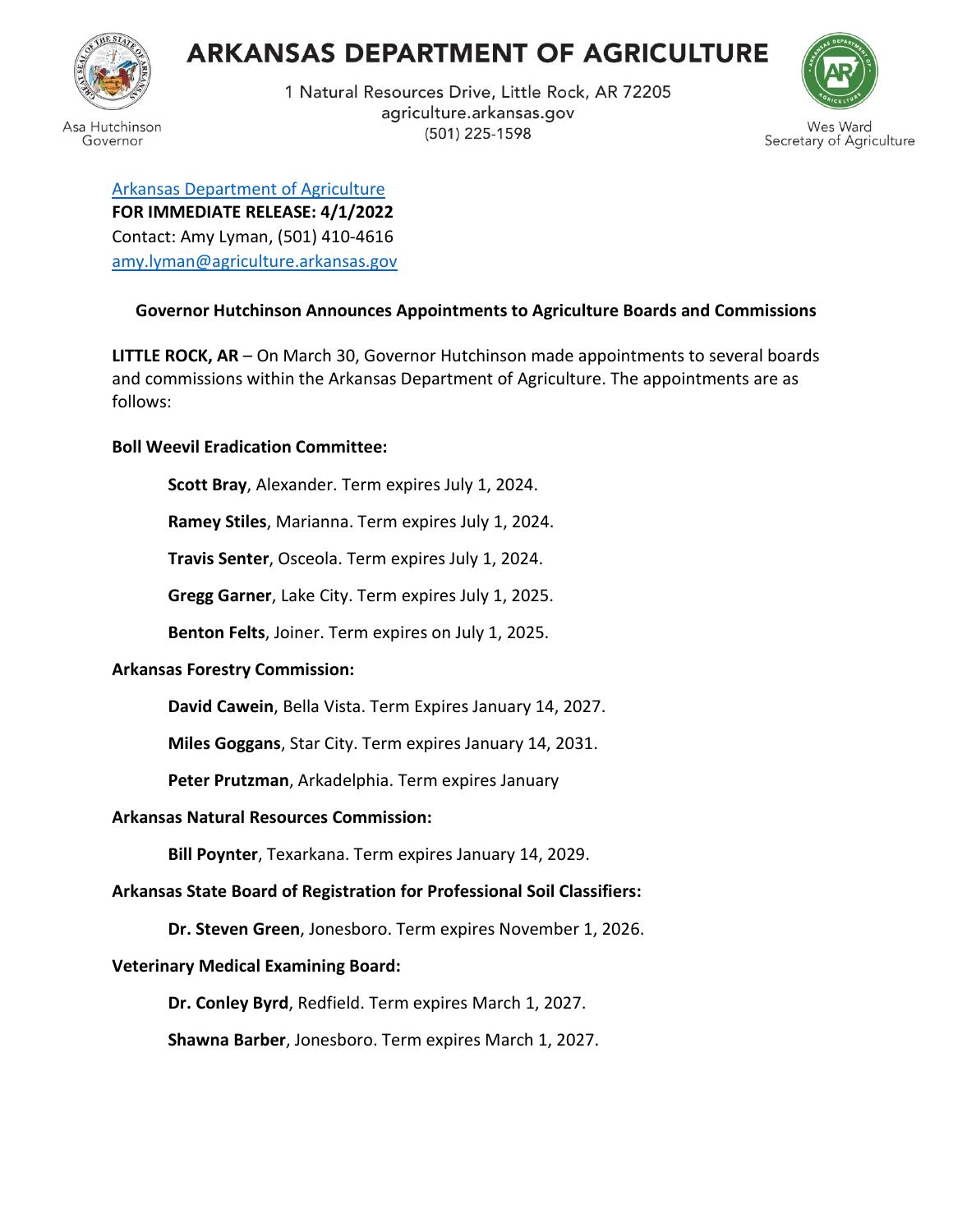# ARKANSAS DEPARTMENT OF AGRICULTURE

1 Natural Resources Drive, Little Rock, AR 72205
agriculture.arkansas.gov
(501) 225-1598

Asa Hutchinson
Governor

Wes Ward
Secretary of Agriculture

[Arkansas Department of Agriculture](https://agriculture.arkansas.gov)
**FOR IMMEDIATE RELEASE: 4/1/2022**
Contact: Amy Lyman, (501) 410-4616
[amy.lyman@agriculture.arkansas.gov](mailto:amy.lyman@agriculture.arkansas.gov)

## Governor Hutchinson Announces Appointments to Agriculture Boards and Commissions

**LITTLE ROCK, AR** – On March 30, Governor Hutchinson made appointments to several boards and commissions within the Arkansas Department of Agriculture. The appointments are as follows:

**Boll Weevil Eradication Committee:**

**Scott Bray**, Alexander. Term expires July 1, 2024.

**Ramey Stiles**, Marianna. Term expires July 1, 2024.

**Travis Senter**, Osceola. Term expires July 1, 2024.

**Gregg Garner**, Lake City. Term expires July 1, 2025.

**Benton Felts**, Joiner. Term expires on July 1, 2025.

**Arkansas Forestry Commission:**

**David Cawein**, Bella Vista. Term Expires January 14, 2027.

**Miles Goggans**, Star City. Term expires January 14, 2031.

**Peter Prutzman**, Arkadelphia. Term expires January

**Arkansas Natural Resources Commission:**

**Bill Poynter**, Texarkana. Term expires January 14, 2029.

**Arkansas State Board of Registration for Professional Soil Classifiers:**

**Dr. Steven Green**, Jonesboro. Term expires November 1, 2026.

**Veterinary Medical Examining Board:**

**Dr. Conley Byrd**, Redfield. Term expires March 1, 2027.

**Shawna Barber**, Jonesboro. Term expires March 1, 2027.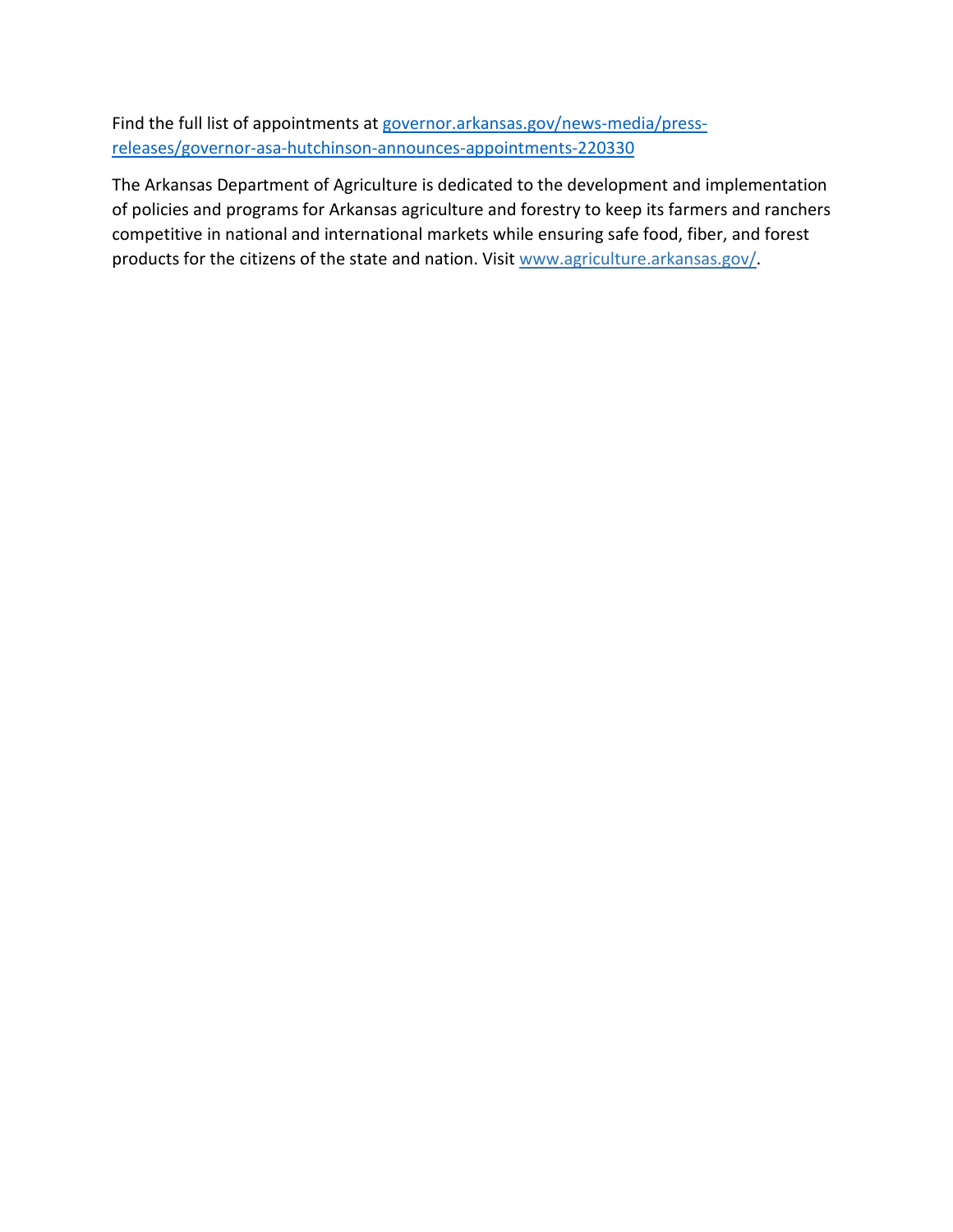Find the full list of appointments at [governor.arkansas.gov/news-media/press-releases/governor-asa-hutchinson-announces-appointments-220330](governor.arkansas.gov/news-media/press-releases/governor-asa-hutchinson-announces-appointments-220330)

The Arkansas Department of Agriculture is dedicated to the development and implementation of policies and programs for Arkansas agriculture and forestry to keep its farmers and ranchers competitive in national and international markets while ensuring safe food, fiber, and forest products for the citizens of the state and nation. Visit [www.agriculture.arkansas.gov/](www.agriculture.arkansas.gov/).